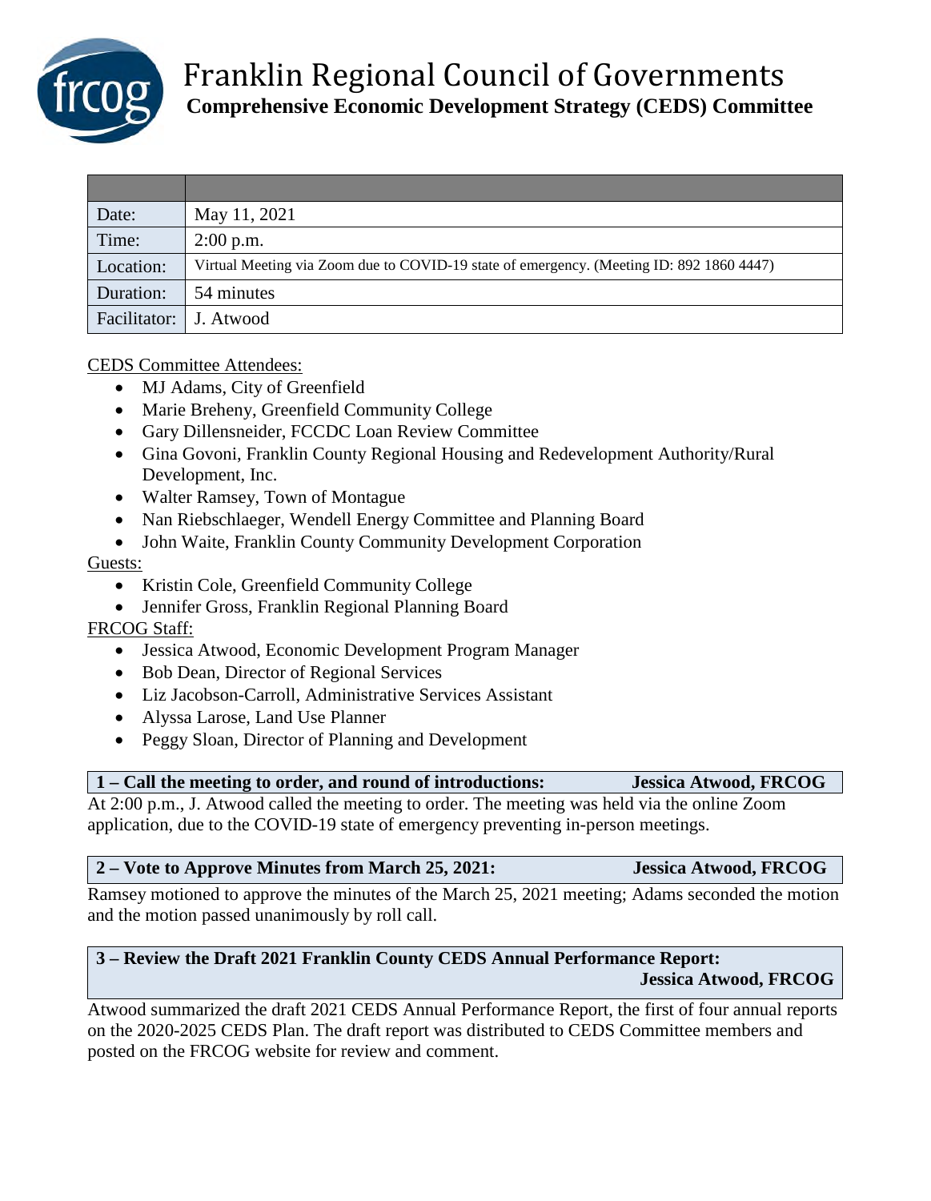# Franklin Regional Council of Governments

## Comprehensive Economic Development Strategy (CEDS) Committee

| | |
|---|---|
| Date: | May 11, 2021 |
| Time: | 2:00 p.m. |
| Location: | Virtual Meeting via Zoom due to COVID-19 state of emergency. (Meeting ID: 892 1860 4447) |
| Duration: | 54 minutes |
| Facilitator: | J. Atwood |

CEDS Committee Attendees:

- MJ Adams, City of Greenfield
- Marie Breheny, Greenfield Community College
- Gary Dillensneider, FCCDC Loan Review Committee
- Gina Govoni, Franklin County Regional Housing and Redevelopment Authority/Rural Development, Inc.
- Walter Ramsey, Town of Montague
- Nan Riebschlaeger, Wendell Energy Committee and Planning Board
- John Waite, Franklin County Community Development Corporation

Guests:

- Kristin Cole, Greenfield Community College
- Jennifer Gross, Franklin Regional Planning Board

FRCOG Staff:

- Jessica Atwood, Economic Development Program Manager
- Bob Dean, Director of Regional Services
- Liz Jacobson-Carroll, Administrative Services Assistant
- Alyssa Larose, Land Use Planner
- Peggy Sloan, Director of Planning and Development

**1 – Call the meeting to order, and round of introductions: Jessica Atwood, FRCOG**

At 2:00 p.m., J. Atwood called the meeting to order. The meeting was held via the online Zoom application, due to the COVID-19 state of emergency preventing in-person meetings.

**2 – Vote to Approve Minutes from March 25, 2021: Jessica Atwood, FRCOG**

Ramsey motioned to approve the minutes of the March 25, 2021 meeting; Adams seconded the motion and the motion passed unanimously by roll call.

**3 – Review the Draft 2021 Franklin County CEDS Annual Performance Report: Jessica Atwood, FRCOG**

Atwood summarized the draft 2021 CEDS Annual Performance Report, the first of four annual reports on the 2020-2025 CEDS Plan. The draft report was distributed to CEDS Committee members and posted on the FRCOG website for review and comment.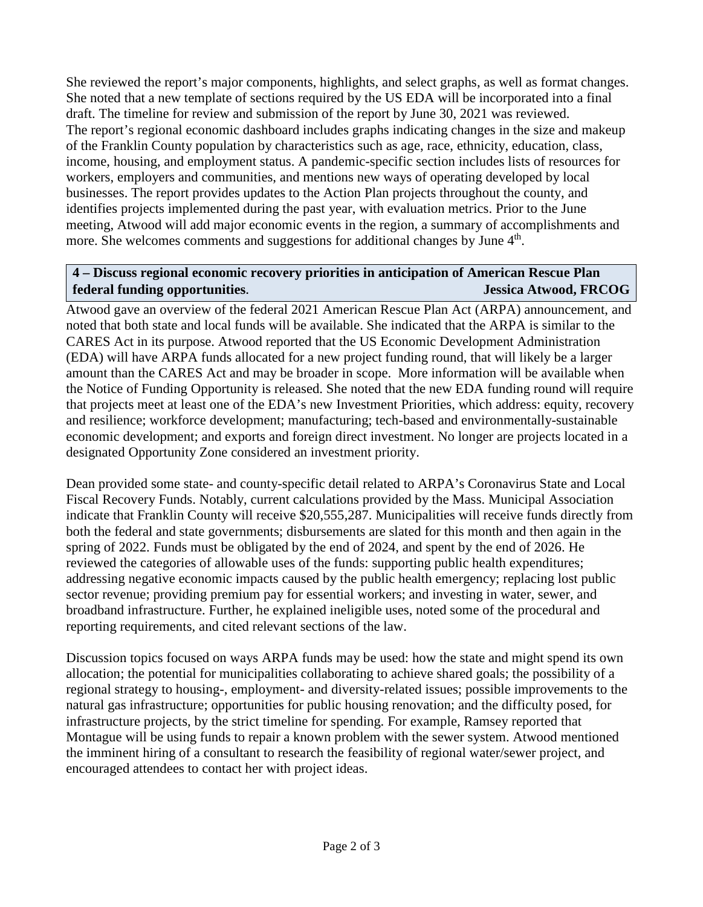She reviewed the report's major components, highlights, and select graphs, as well as format changes. She noted that a new template of sections required by the US EDA will be incorporated into a final draft. The timeline for review and submission of the report by June 30, 2021 was reviewed. The report's regional economic dashboard includes graphs indicating changes in the size and makeup of the Franklin County population by characteristics such as age, race, ethnicity, education, class, income, housing, and employment status. A pandemic-specific section includes lists of resources for workers, employers and communities, and mentions new ways of operating developed by local businesses. The report provides updates to the Action Plan projects throughout the county, and identifies projects implemented during the past year, with evaluation metrics. Prior to the June meeting, Atwood will add major economic events in the region, a summary of accomplishments and more. She welcomes comments and suggestions for additional changes by June 4th.

**4 – Discuss regional economic recovery priorities in anticipation of American Rescue Plan federal funding opportunities. Jessica Atwood, FRCOG**

Atwood gave an overview of the federal 2021 American Rescue Plan Act (ARPA) announcement, and noted that both state and local funds will be available. She indicated that the ARPA is similar to the CARES Act in its purpose. Atwood reported that the US Economic Development Administration (EDA) will have ARPA funds allocated for a new project funding round, that will likely be a larger amount than the CARES Act and may be broader in scope. More information will be available when the Notice of Funding Opportunity is released. She noted that the new EDA funding round will require that projects meet at least one of the EDA's new Investment Priorities, which address: equity, recovery and resilience; workforce development; manufacturing; tech-based and environmentally-sustainable economic development; and exports and foreign direct investment. No longer are projects located in a designated Opportunity Zone considered an investment priority.

Dean provided some state- and county-specific detail related to ARPA's Coronavirus State and Local Fiscal Recovery Funds. Notably, current calculations provided by the Mass. Municipal Association indicate that Franklin County will receive $20,555,287. Municipalities will receive funds directly from both the federal and state governments; disbursements are slated for this month and then again in the spring of 2022. Funds must be obligated by the end of 2024, and spent by the end of 2026. He reviewed the categories of allowable uses of the funds: supporting public health expenditures; addressing negative economic impacts caused by the public health emergency; replacing lost public sector revenue; providing premium pay for essential workers; and investing in water, sewer, and broadband infrastructure. Further, he explained ineligible uses, noted some of the procedural and reporting requirements, and cited relevant sections of the law.

Discussion topics focused on ways ARPA funds may be used: how the state and might spend its own allocation; the potential for municipalities collaborating to achieve shared goals; the possibility of a regional strategy to housing-, employment- and diversity-related issues; possible improvements to the natural gas infrastructure; opportunities for public housing renovation; and the difficulty posed, for infrastructure projects, by the strict timeline for spending. For example, Ramsey reported that Montague will be using funds to repair a known problem with the sewer system. Atwood mentioned the imminent hiring of a consultant to research the feasibility of regional water/sewer project, and encouraged attendees to contact her with project ideas.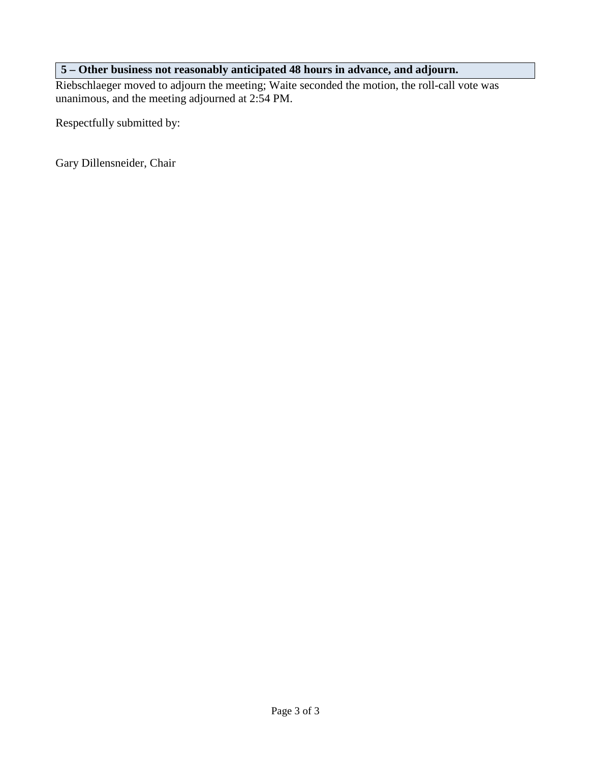## 5 – Other business not reasonably anticipated 48 hours in advance, and adjourn.

Riebschlaeger moved to adjourn the meeting; Waite seconded the motion, the roll-call vote was unanimous, and the meeting adjourned at 2:54 PM.

Respectfully submitted by:

Gary Dillensneider, Chair